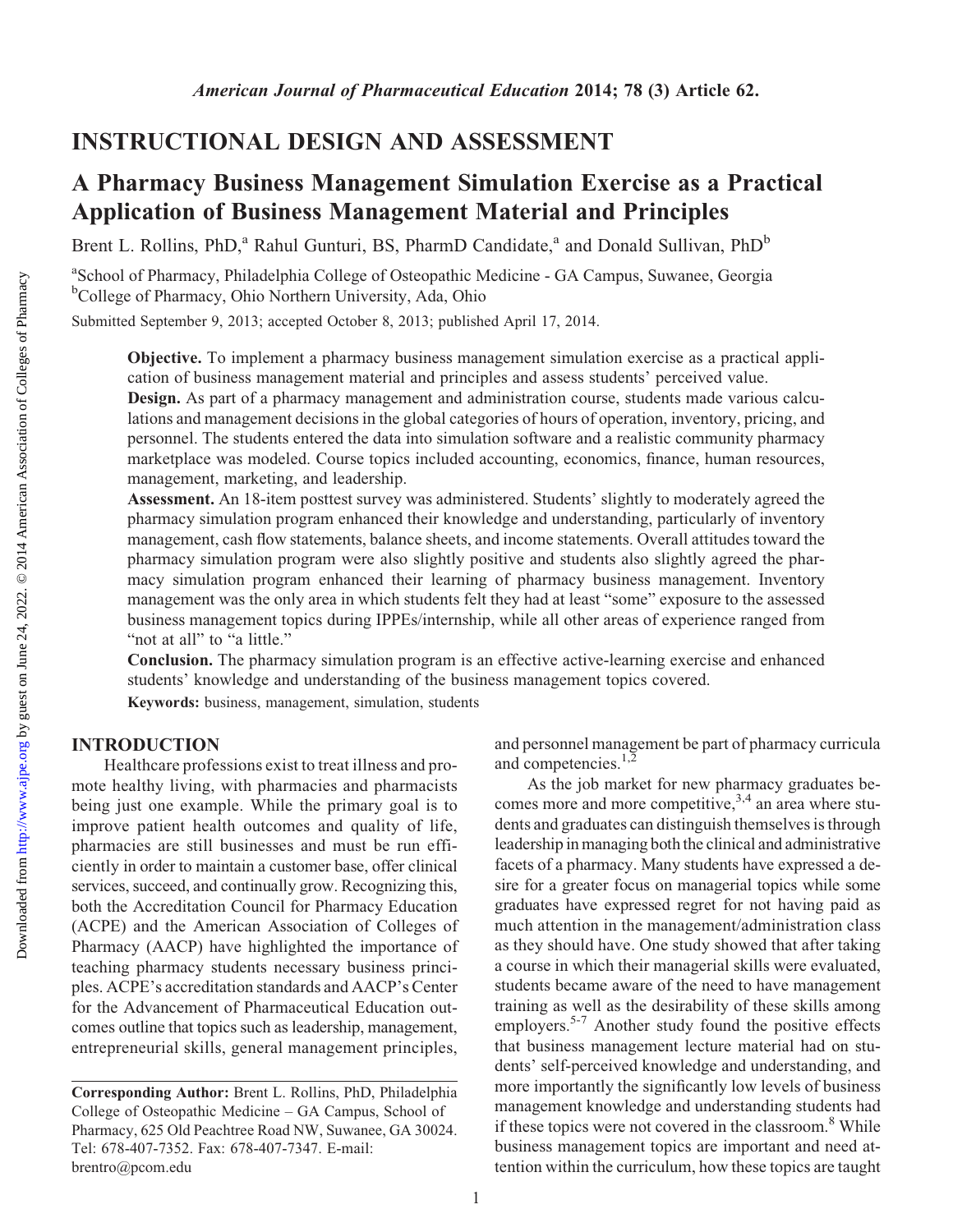# INSTRUCTIONAL DESIGN AND ASSESSMENT

## A Pharmacy Business Management Simulation Exercise as a Practical Application of Business Management Material and Principles

Brent L. Rollins, PhD,[a] Rahul Gunturi, BS, PharmD Candidate,[a] and Donald Sullivan, PhD[b]

[a]School of Pharmacy, Philadelphia College of Osteopathic Medicine - GA Campus, Suwanee, Georgia
[b]College of Pharmacy, Ohio Northern University, Ada, Ohio

Submitted September 9, 2013; accepted October 8, 2013; published April 17, 2014.

**Objective.** To implement a pharmacy business management simulation exercise as a practical application of business management material and principles and assess students' perceived value.

**Design.** As part of a pharmacy management and administration course, students made various calculations and management decisions in the global categories of hours of operation, inventory, pricing, and personnel. The students entered the data into simulation software and a realistic community pharmacy marketplace was modeled. Course topics included accounting, economics, finance, human resources, management, marketing, and leadership.

**Assessment.** An 18-item posttest survey was administered. Students' slightly to moderately agreed the pharmacy simulation program enhanced their knowledge and understanding, particularly of inventory management, cash flow statements, balance sheets, and income statements. Overall attitudes toward the pharmacy simulation program were also slightly positive and students also slightly agreed the pharmacy simulation program enhanced their learning of pharmacy business management. Inventory management was the only area in which students felt they had at least "some" exposure to the assessed business management topics during IPPEs/internship, while all other areas of experience ranged from "not at all" to "a little."

**Conclusion.** The pharmacy simulation program is an effective active-learning exercise and enhanced students' knowledge and understanding of the business management topics covered.

**Keywords:** business, management, simulation, students

## INTRODUCTION

Healthcare professions exist to treat illness and promote healthy living, with pharmacies and pharmacists being just one example. While the primary goal is to improve patient health outcomes and quality of life, pharmacies are still businesses and must be run efficiently in order to maintain a customer base, offer clinical services, succeed, and continually grow. Recognizing this, both the Accreditation Council for Pharmacy Education (ACPE) and the American Association of Colleges of Pharmacy (AACP) have highlighted the importance of teaching pharmacy students necessary business principles. ACPE's accreditation standards and AACP's Center for the Advancement of Pharmaceutical Education outcomes outline that topics such as leadership, management, entrepreneurial skills, general management principles, and personnel management be part of pharmacy curricula and competencies.[1,2]

As the job market for new pharmacy graduates becomes more and more competitive,[3,4] an area where students and graduates can distinguish themselves is through leadership in managing both the clinical and administrative facets of a pharmacy. Many students have expressed a desire for a greater focus on managerial topics while some graduates have expressed regret for not having paid as much attention in the management/administration class as they should have. One study showed that after taking a course in which their managerial skills were evaluated, students became aware of the need to have management training as well as the desirability of these skills among employers.[5-7] Another study found the positive effects that business management lecture material had on students' self-perceived knowledge and understanding, and more importantly the significantly low levels of business management knowledge and understanding students had if these topics were not covered in the classroom.[8] While business management topics are important and need attention within the curriculum, how these topics are taught

**Corresponding Author:** Brent L. Rollins, PhD, Philadelphia College of Osteopathic Medicine – GA Campus, School of Pharmacy, 625 Old Peachtree Road NW, Suwanee, GA 30024. Tel: 678-407-7352. Fax: 678-407-7347. E-mail: brentro@pcom.edu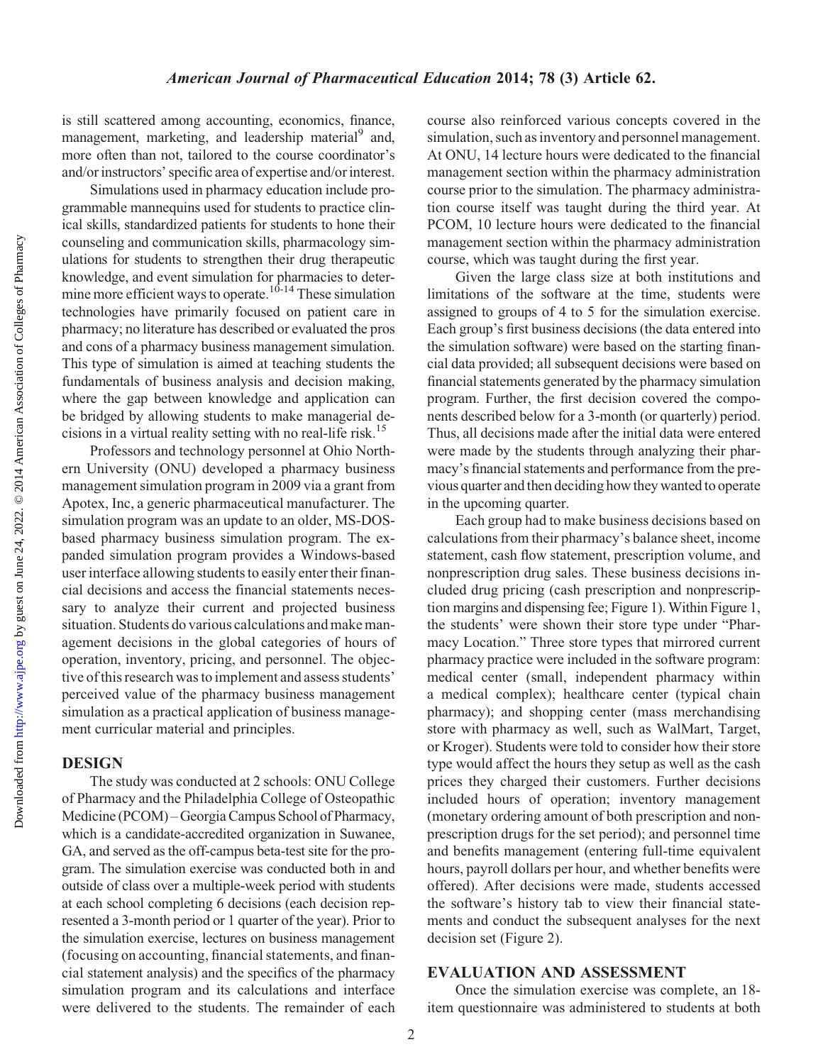is still scattered among accounting, economics, finance, management, marketing, and leadership material[9] and, more often than not, tailored to the course coordinator's and/or instructors' specific area of expertise and/or interest.

Simulations used in pharmacy education include programmable mannequins used for students to practice clinical skills, standardized patients for students to hone their counseling and communication skills, pharmacology simulations for students to strengthen their drug therapeutic knowledge, and event simulation for pharmacies to determine more efficient ways to operate.[10-14] These simulation technologies have primarily focused on patient care in pharmacy; no literature has described or evaluated the pros and cons of a pharmacy business management simulation. This type of simulation is aimed at teaching students the fundamentals of business analysis and decision making, where the gap between knowledge and application can be bridged by allowing students to make managerial decisions in a virtual reality setting with no real-life risk.[15]

Professors and technology personnel at Ohio Northern University (ONU) developed a pharmacy business management simulation program in 2009 via a grant from Apotex, Inc, a generic pharmaceutical manufacturer. The simulation program was an update to an older, MS-DOS-based pharmacy business simulation program. The expanded simulation program provides a Windows-based user interface allowing students to easily enter their financial decisions and access the financial statements necessary to analyze their current and projected business situation. Students do various calculations and make management decisions in the global categories of hours of operation, inventory, pricing, and personnel. The objective of this research was to implement and assess students' perceived value of the pharmacy business management simulation as a practical application of business management curricular material and principles.

## DESIGN

The study was conducted at 2 schools: ONU College of Pharmacy and the Philadelphia College of Osteopathic Medicine (PCOM) – Georgia Campus School of Pharmacy, which is a candidate-accredited organization in Suwanee, GA, and served as the off-campus beta-test site for the program. The simulation exercise was conducted both in and outside of class over a multiple-week period with students at each school completing 6 decisions (each decision represented a 3-month period or 1 quarter of the year). Prior to the simulation exercise, lectures on business management (focusing on accounting, financial statements, and financial statement analysis) and the specifics of the pharmacy simulation program and its calculations and interface were delivered to the students. The remainder of each course also reinforced various concepts covered in the simulation, such as inventory and personnel management. At ONU, 14 lecture hours were dedicated to the financial management section within the pharmacy administration course prior to the simulation. The pharmacy administration course itself was taught during the third year. At PCOM, 10 lecture hours were dedicated to the financial management section within the pharmacy administration course, which was taught during the first year.

Given the large class size at both institutions and limitations of the software at the time, students were assigned to groups of 4 to 5 for the simulation exercise. Each group's first business decisions (the data entered into the simulation software) were based on the starting financial data provided; all subsequent decisions were based on financial statements generated by the pharmacy simulation program. Further, the first decision covered the components described below for a 3-month (or quarterly) period. Thus, all decisions made after the initial data were entered were made by the students through analyzing their pharmacy's financial statements and performance from the previous quarter and then deciding how they wanted to operate in the upcoming quarter.

Each group had to make business decisions based on calculations from their pharmacy's balance sheet, income statement, cash flow statement, prescription volume, and nonprescription drug sales. These business decisions included drug pricing (cash prescription and nonprescription margins and dispensing fee; Figure 1). Within Figure 1, the students' were shown their store type under "Pharmacy Location." Three store types that mirrored current pharmacy practice were included in the software program: medical center (small, independent pharmacy within a medical complex); healthcare center (typical chain pharmacy); and shopping center (mass merchandising store with pharmacy as well, such as WalMart, Target, or Kroger). Students were told to consider how their store type would affect the hours they setup as well as the cash prices they charged their customers. Further decisions included hours of operation; inventory management (monetary ordering amount of both prescription and nonprescription drugs for the set period); and personnel time and benefits management (entering full-time equivalent hours, payroll dollars per hour, and whether benefits were offered). After decisions were made, students accessed the software's history tab to view their financial statements and conduct the subsequent analyses for the next decision set (Figure 2).

## EVALUATION AND ASSESSMENT

Once the simulation exercise was complete, an 18-item questionnaire was administered to students at both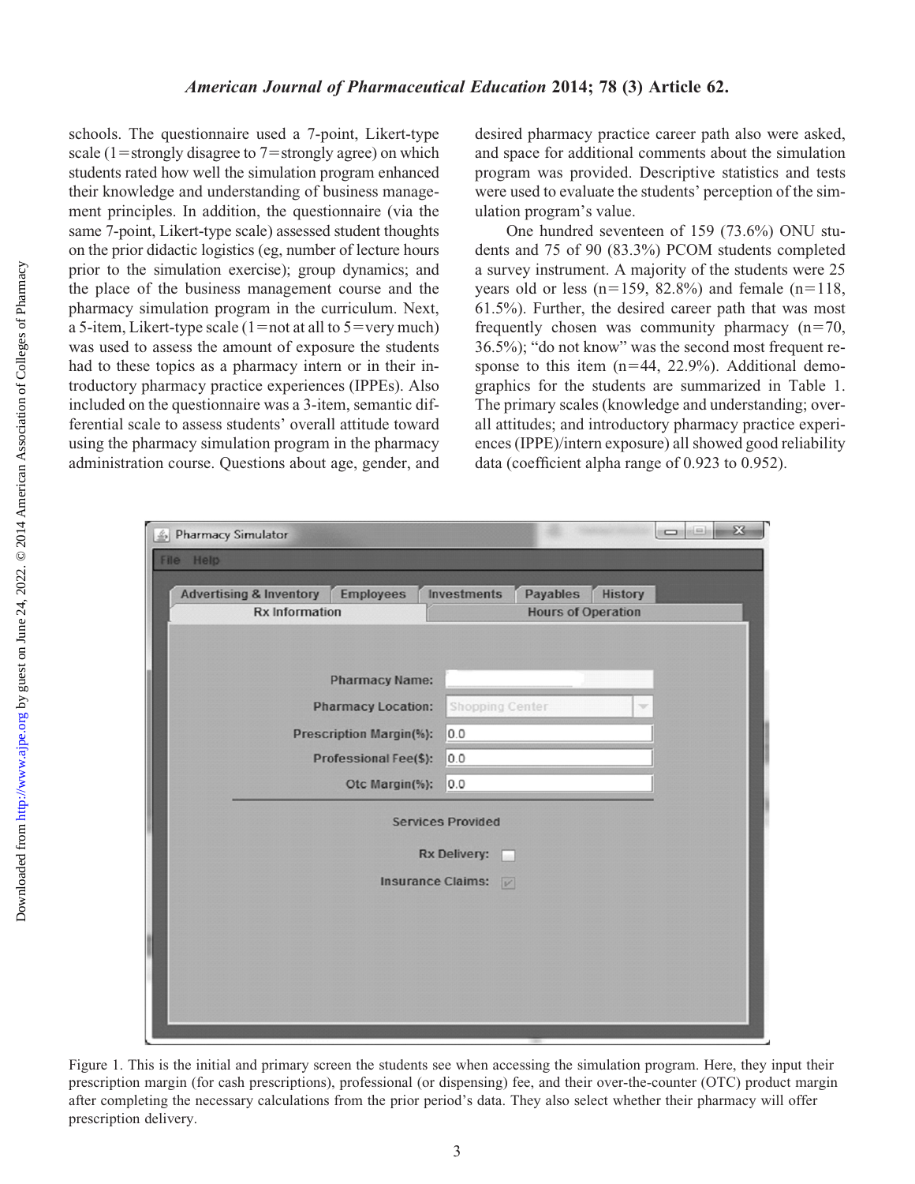schools. The questionnaire used a 7-point, Likert-type scale (1=strongly disagree to 7=strongly agree) on which students rated how well the simulation program enhanced their knowledge and understanding of business management principles. In addition, the questionnaire (via the same 7-point, Likert-type scale) assessed student thoughts on the prior didactic logistics (eg, number of lecture hours prior to the simulation exercise); group dynamics; and the place of the business management course and the pharmacy simulation program in the curriculum. Next, a 5-item, Likert-type scale (1=not at all to 5=very much) was used to assess the amount of exposure the students had to these topics as a pharmacy intern or in their introductory pharmacy practice experiences (IPPEs). Also included on the questionnaire was a 3-item, semantic differential scale to assess students' overall attitude toward using the pharmacy simulation program in the pharmacy administration course. Questions about age, gender, and desired pharmacy practice career path also were asked, and space for additional comments about the simulation program was provided. Descriptive statistics and tests were used to evaluate the students' perception of the simulation program's value.

One hundred seventeen of 159 (73.6%) ONU students and 75 of 90 (83.3%) PCOM students completed a survey instrument. A majority of the students were 25 years old or less (n=159, 82.8%) and female (n=118, 61.5%). Further, the desired career path that was most frequently chosen was community pharmacy (n=70, 36.5%); "do not know" was the second most frequent response to this item (n=44, 22.9%). Additional demographics for the students are summarized in Table 1. The primary scales (knowledge and understanding; overall attitudes; and introductory pharmacy practice experiences (IPPE)/intern exposure) all showed good reliability data (coefficient alpha range of 0.923 to 0.952).

Figure 1. This is the initial and primary screen the students see when accessing the simulation program. Here, they input their prescription margin (for cash prescriptions), professional (or dispensing) fee, and their over-the-counter (OTC) product margin after completing the necessary calculations from the prior period's data. They also select whether their pharmacy will offer prescription delivery.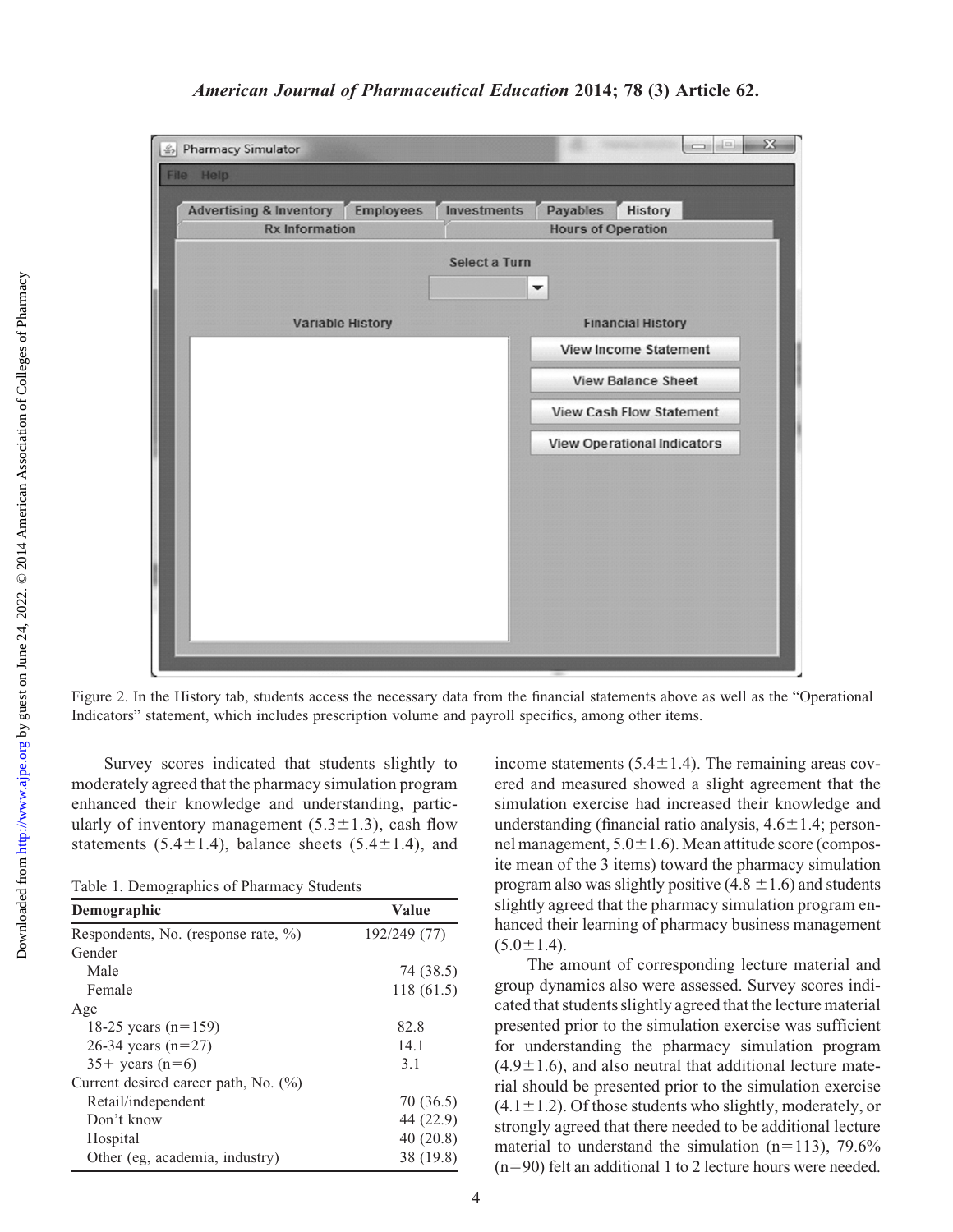Figure 2. In the History tab, students access the necessary data from the financial statements above as well as the "Operational Indicators" statement, which includes prescription volume and payroll specifics, among other items.

Survey scores indicated that students slightly to moderately agreed that the pharmacy simulation program enhanced their knowledge and understanding, particularly of inventory management (5.3±1.3), cash flow statements (5.4±1.4), balance sheets (5.4±1.4), and income statements (5.4±1.4). The remaining areas covered and measured showed a slight agreement that the simulation exercise had increased their knowledge and understanding (financial ratio analysis, 4.6±1.4; personnel management, 5.0±1.6). Mean attitude score (composite mean of the 3 items) toward the pharmacy simulation program also was slightly positive (4.8 ±1.6) and students slightly agreed that the pharmacy simulation program enhanced their learning of pharmacy business management (5.0±1.4).

Table 1. Demographics of Pharmacy Students

| Demographic | Value |
| --- | --- |
| Respondents, No. (response rate, %) | 192/249 (77) |
| Gender | |
| Male | 74 (38.5) |
| Female | 118 (61.5) |
| Age | |
| 18-25 years (n=159) | 82.8 |
| 26-34 years (n=27) | 14.1 |
| 35+ years (n=6) | 3.1 |
| Current desired career path, No. (%) | |
| Retail/independent | 70 (36.5) |
| Don't know | 44 (22.9) |
| Hospital | 40 (20.8) |
| Other (eg, academia, industry) | 38 (19.8) |

The amount of corresponding lecture material and group dynamics also were assessed. Survey scores indicated that students slightly agreed that the lecture material presented prior to the simulation exercise was sufficient for understanding the pharmacy simulation program (4.9±1.6), and also neutral that additional lecture material should be presented prior to the simulation exercise (4.1±1.2). Of those students who slightly, moderately, or strongly agreed that there needed to be additional lecture material to understand the simulation (n=113), 79.6% (n=90) felt an additional 1 to 2 lecture hours were needed.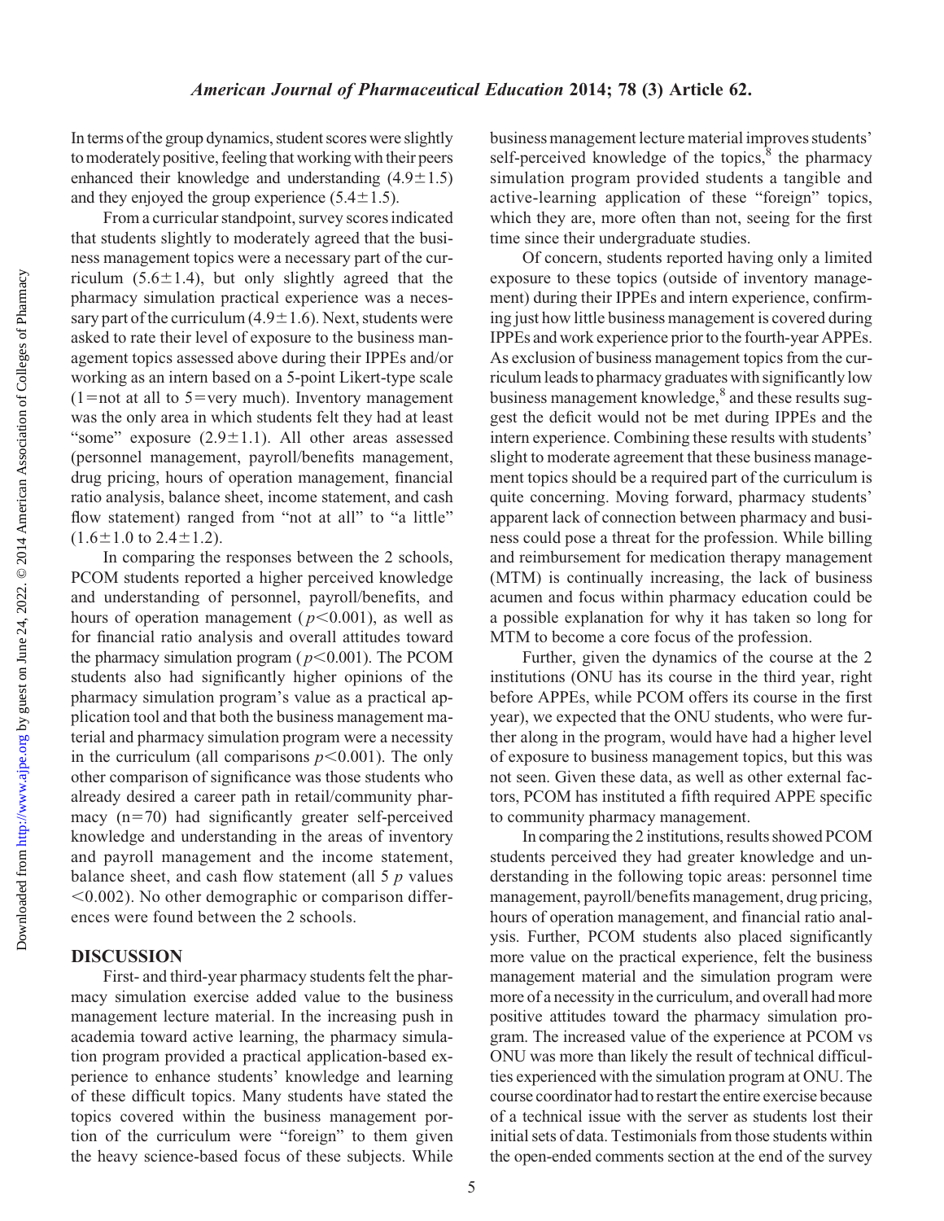In terms of the group dynamics, student scores were slightly to moderately positive, feeling that working with their peers enhanced their knowledge and understanding ($4.9 \pm 1.5$) and they enjoyed the group experience ($5.4 \pm 1.5$).

From a curricular standpoint, survey scores indicated that students slightly to moderately agreed that the business management topics were a necessary part of the curriculum ($5.6 \pm 1.4$), but only slightly agreed that the pharmacy simulation practical experience was a necessary part of the curriculum ($4.9 \pm 1.6$). Next, students were asked to rate their level of exposure to the business management topics assessed above during their IPPEs and/or working as an intern based on a 5-point Likert-type scale (1=not at all to 5=very much). Inventory management was the only area in which students felt they had at least "some" exposure ($2.9 \pm 1.1$). All other areas assessed (personnel management, payroll/benefits management, drug pricing, hours of operation management, financial ratio analysis, balance sheet, income statement, and cash flow statement) ranged from "not at all" to "a little" ($1.6 \pm 1.0$ to $2.4 \pm 1.2$).

In comparing the responses between the 2 schools, PCOM students reported a higher perceived knowledge and understanding of personnel, payroll/benefits, and hours of operation management ($p < 0.001$), as well as for financial ratio analysis and overall attitudes toward the pharmacy simulation program ($p < 0.001$). The PCOM students also had significantly higher opinions of the pharmacy simulation program's value as a practical application tool and that both the business management material and pharmacy simulation program were a necessity in the curriculum (all comparisons $p < 0.001$). The only other comparison of significance was those students who already desired a career path in retail/community pharmacy (n=70) had significantly greater self-perceived knowledge and understanding in the areas of inventory and payroll management and the income statement, balance sheet, and cash flow statement (all 5 $p$ values $< 0.002$). No other demographic or comparison differences were found between the 2 schools.

## DISCUSSION

First- and third-year pharmacy students felt the pharmacy simulation exercise added value to the business management lecture material. In the increasing push in academia toward active learning, the pharmacy simulation program provided a practical application-based experience to enhance students' knowledge and learning of these difficult topics. Many students have stated the topics covered within the business management portion of the curriculum were "foreign" to them given the heavy science-based focus of these subjects. While business management lecture material improves students' self-perceived knowledge of the topics,[8] the pharmacy simulation program provided students a tangible and active-learning application of these "foreign" topics, which they are, more often than not, seeing for the first time since their undergraduate studies.

Of concern, students reported having only a limited exposure to these topics (outside of inventory management) during their IPPEs and intern experience, confirming just how little business management is covered during IPPEs and work experience prior to the fourth-year APPEs. As exclusion of business management topics from the curriculum leads to pharmacy graduates with significantly low business management knowledge,[8] and these results suggest the deficit would not be met during IPPEs and the intern experience. Combining these results with students' slight to moderate agreement that these business management topics should be a required part of the curriculum is quite concerning. Moving forward, pharmacy students' apparent lack of connection between pharmacy and business could pose a threat for the profession. While billing and reimbursement for medication therapy management (MTM) is continually increasing, the lack of business acumen and focus within pharmacy education could be a possible explanation for why it has taken so long for MTM to become a core focus of the profession.

Further, given the dynamics of the course at the 2 institutions (ONU has its course in the third year, right before APPEs, while PCOM offers its course in the first year), we expected that the ONU students, who were further along in the program, would have had a higher level of exposure to business management topics, but this was not seen. Given these data, as well as other external factors, PCOM has instituted a fifth required APPE specific to community pharmacy management.

In comparing the 2 institutions, results showed PCOM students perceived they had greater knowledge and understanding in the following topic areas: personnel time management, payroll/benefits management, drug pricing, hours of operation management, and financial ratio analysis. Further, PCOM students also placed significantly more value on the practical experience, felt the business management material and the simulation program were more of a necessity in the curriculum, and overall had more positive attitudes toward the pharmacy simulation program. The increased value of the experience at PCOM vs ONU was more than likely the result of technical difficulties experienced with the simulation program at ONU. The course coordinator had to restart the entire exercise because of a technical issue with the server as students lost their initial sets of data. Testimonials from those students within the open-ended comments section at the end of the survey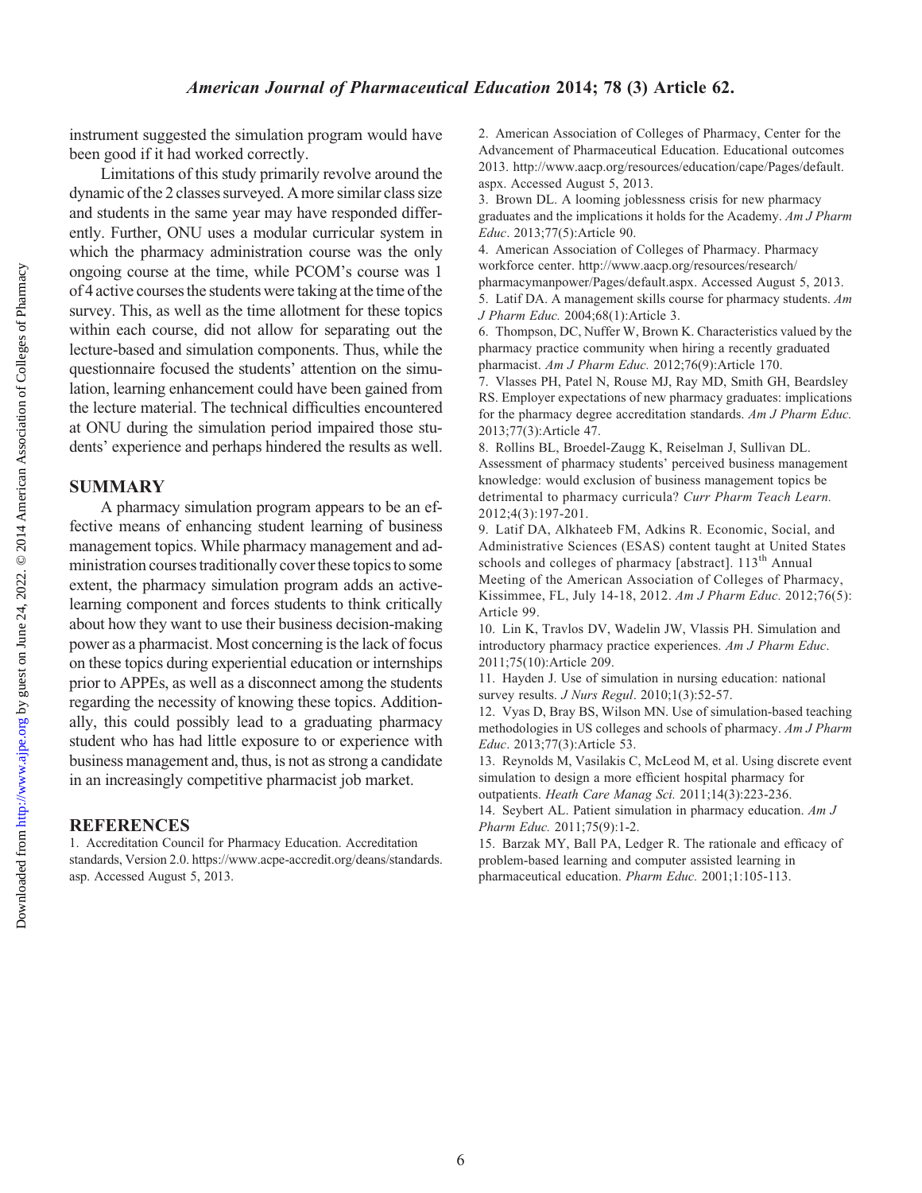instrument suggested the simulation program would have been good if it had worked correctly.

Limitations of this study primarily revolve around the dynamic of the 2 classes surveyed. A more similar class size and students in the same year may have responded differently. Further, ONU uses a modular curricular system in which the pharmacy administration course was the only ongoing course at the time, while PCOM's course was 1 of 4 active courses the students were taking at the time of the survey. This, as well as the time allotment for these topics within each course, did not allow for separating out the lecture-based and simulation components. Thus, while the questionnaire focused the students' attention on the simulation, learning enhancement could have been gained from the lecture material. The technical difficulties encountered at ONU during the simulation period impaired those students' experience and perhaps hindered the results as well.

## SUMMARY

A pharmacy simulation program appears to be an effective means of enhancing student learning of business management topics. While pharmacy management and administration courses traditionally cover these topics to some extent, the pharmacy simulation program adds an active-learning component and forces students to think critically about how they want to use their business decision-making power as a pharmacist. Most concerning is the lack of focus on these topics during experiential education or internships prior to APPEs, as well as a disconnect among the students regarding the necessity of knowing these topics. Additionally, this could possibly lead to a graduating pharmacy student who has had little exposure to or experience with business management and, thus, is not as strong a candidate in an increasingly competitive pharmacist job market.

## REFERENCES

1. Accreditation Council for Pharmacy Education. Accreditation standards, Version 2.0. https://www.acpe-accredit.org/deans/standards.asp. Accessed August 5, 2013.
2. American Association of Colleges of Pharmacy, Center for the Advancement of Pharmaceutical Education. Educational outcomes 2013. http://www.aacp.org/resources/education/cape/Pages/default.aspx. Accessed August 5, 2013.
3. Brown DL. A looming joblessness crisis for new pharmacy graduates and the implications it holds for the Academy. *Am J Pharm Educ*. 2013;77(5):Article 90.
4. American Association of Colleges of Pharmacy. Pharmacy workforce center. http://www.aacp.org/resources/research/pharmacymanpower/Pages/default.aspx. Accessed August 5, 2013.
5. Latif DA. A management skills course for pharmacy students. *Am J Pharm Educ.* 2004;68(1):Article 3.
6. Thompson, DC, Nuffer W, Brown K. Characteristics valued by the pharmacy practice community when hiring a recently graduated pharmacist. *Am J Pharm Educ.* 2012;76(9):Article 170.
7. Vlasses PH, Patel N, Rouse MJ, Ray MD, Smith GH, Beardsley RS. Employer expectations of new pharmacy graduates: implications for the pharmacy degree accreditation standards. *Am J Pharm Educ.* 2013;77(3):Article 47.
8. Rollins BL, Broedel-Zaugg K, Reiselman J, Sullivan DL. Assessment of pharmacy students' perceived business management knowledge: would exclusion of business management topics be detrimental to pharmacy curricula? *Curr Pharm Teach Learn.* 2012;4(3):197-201.
9. Latif DA, Alkhateeb FM, Adkins R. Economic, Social, and Administrative Sciences (ESAS) content taught at United States schools and colleges of pharmacy [abstract]. 113th Annual Meeting of the American Association of Colleges of Pharmacy, Kissimmee, FL, July 14-18, 2012. *Am J Pharm Educ.* 2012;76(5): Article 99.
10. Lin K, Travlos DV, Wadelin JW, Vlassis PH. Simulation and introductory pharmacy practice experiences. *Am J Pharm Educ*. 2011;75(10):Article 209.
11. Hayden J. Use of simulation in nursing education: national survey results. *J Nurs Regul*. 2010;1(3):52-57.
12. Vyas D, Bray BS, Wilson MN. Use of simulation-based teaching methodologies in US colleges and schools of pharmacy. *Am J Pharm Educ*. 2013;77(3):Article 53.
13. Reynolds M, Vasilakis C, McLeod M, et al. Using discrete event simulation to design a more efficient hospital pharmacy for outpatients. *Heath Care Manag Sci.* 2011;14(3):223-236.
14. Seybert AL. Patient simulation in pharmacy education. *Am J Pharm Educ.* 2011;75(9):1-2.
15. Barzak MY, Ball PA, Ledger R. The rationale and efficacy of problem-based learning and computer assisted learning in pharmaceutical education. *Pharm Educ.* 2001;1:105-113.